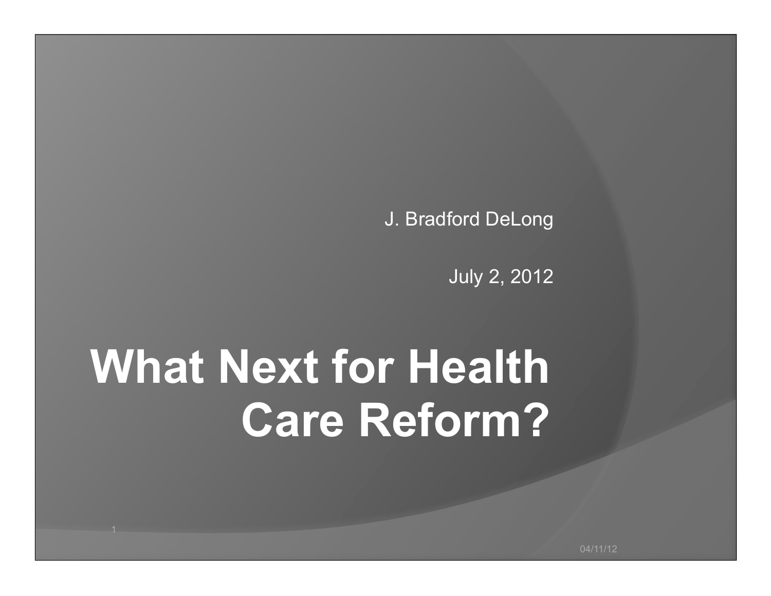J. Bradford DeLong

July 2, 2012

# What Next for Health Care Reform?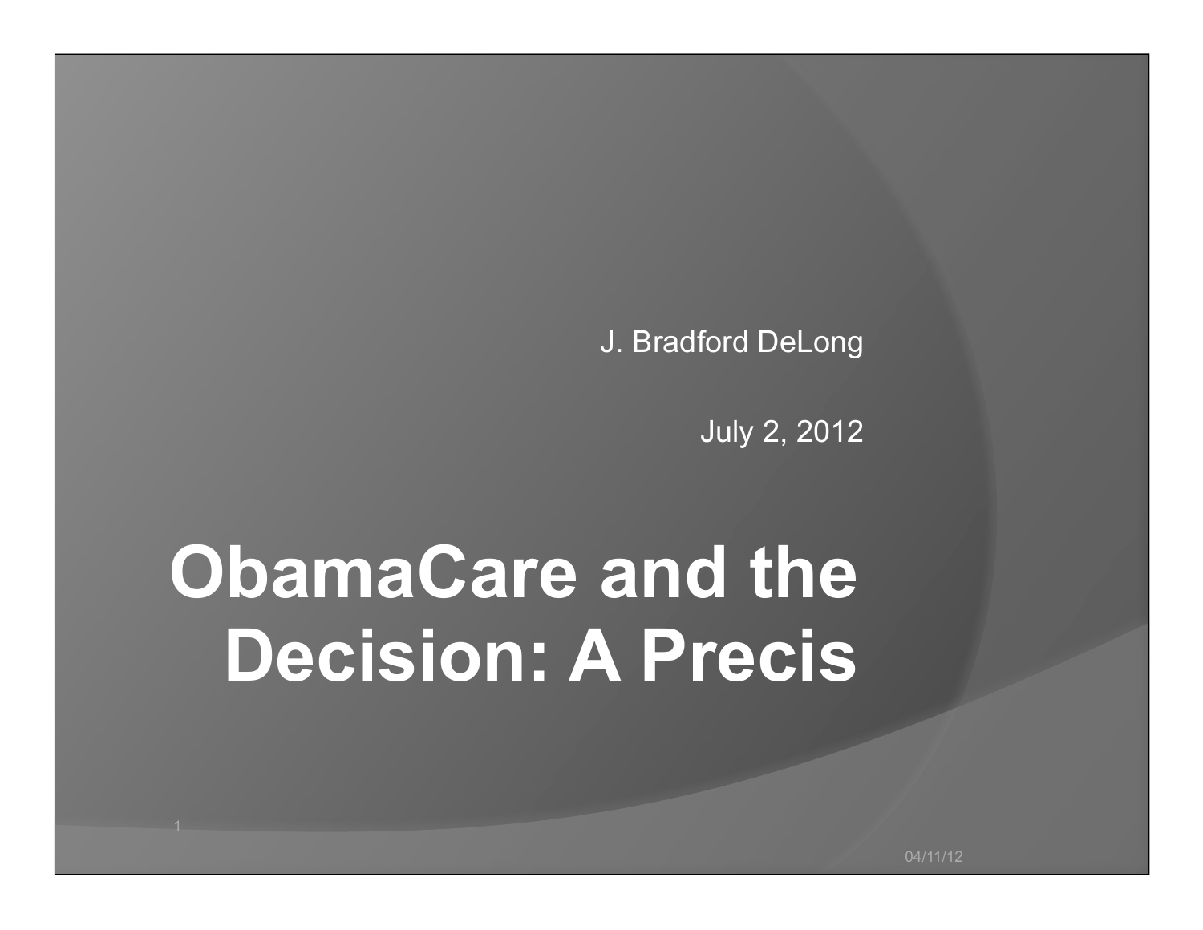J. Bradford DeLong

July 2, 2012

# ObamaCare and the Decision: A Precis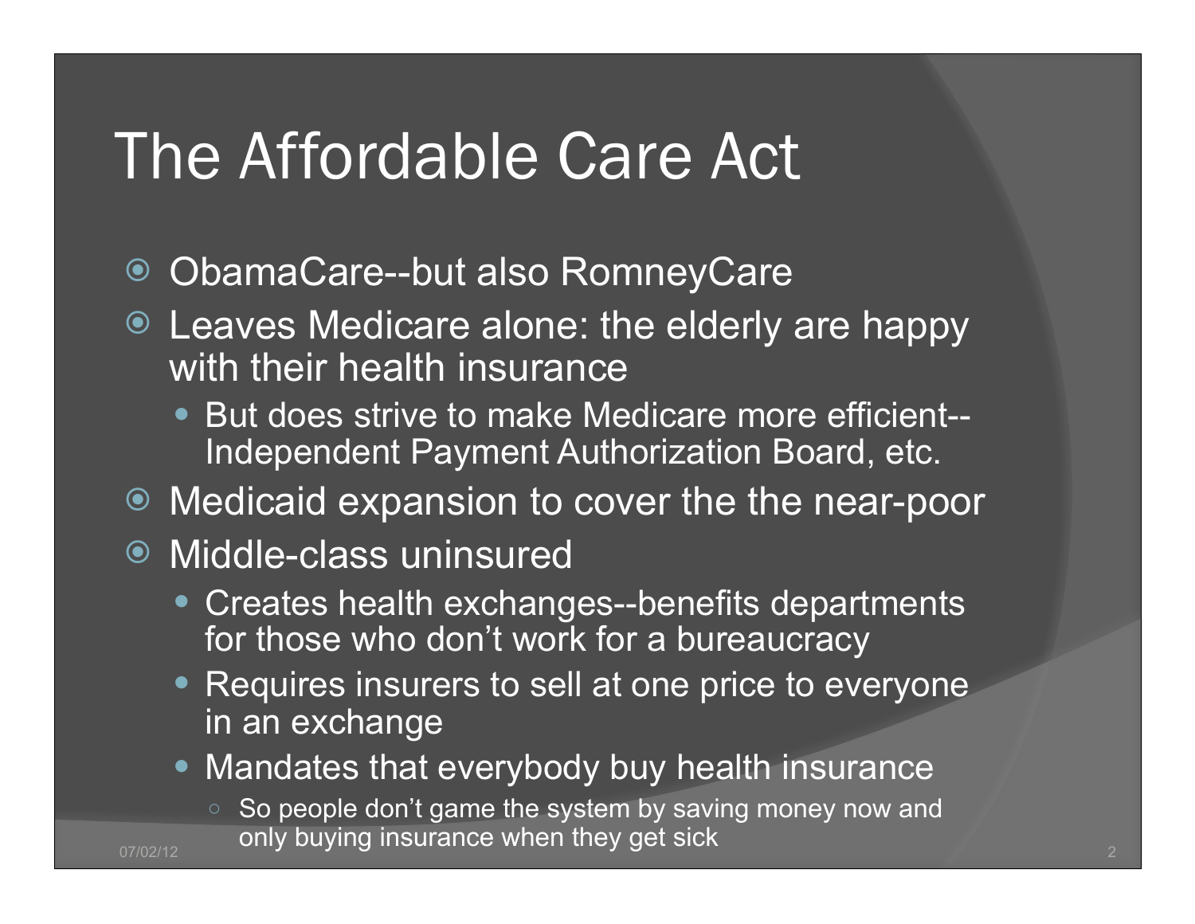# The Affordable Care Act

- ObamaCare--but also RomneyCare
- Leaves Medicare alone: the elderly are happy with their health insurance
  - But does strive to make Medicare more efficient--Independent Payment Authorization Board, etc.
- Medicaid expansion to cover the the near-poor
- Middle-class uninsured
  - Creates health exchanges--benefits departments for those who don't work for a bureaucracy
  - Requires insurers to sell at one price to everyone in an exchange
  - Mandates that everybody buy health insurance
    - So people don't game the system by saving money now and only buying insurance when they get sick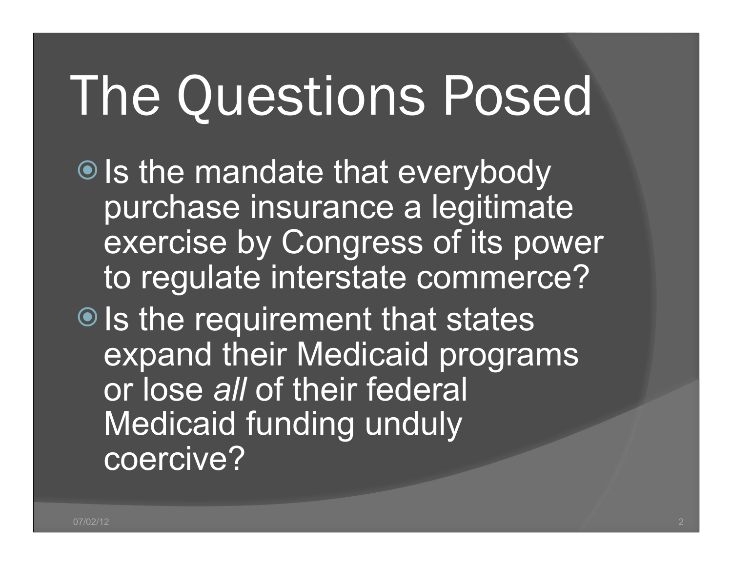# The Questions Posed

- Is the mandate that everybody purchase insurance a legitimate exercise by Congress of its power to regulate interstate commerce?
- Is the requirement that states expand their Medicaid programs or lose *all* of their federal Medicaid funding unduly coercive?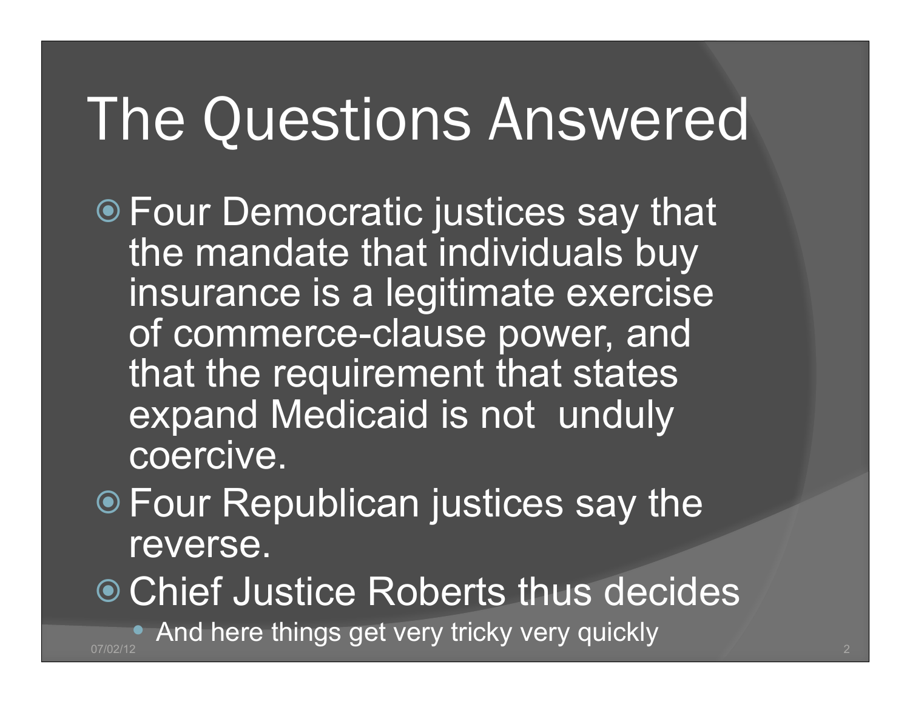# The Questions Answered

- Four Democratic justices say that the mandate that individuals buy insurance is a legitimate exercise of commerce-clause power, and that the requirement that states expand Medicaid is not unduly coercive.
- Four Republican justices say the reverse.
- Chief Justice Roberts thus decides
  - And here things get very tricky very quickly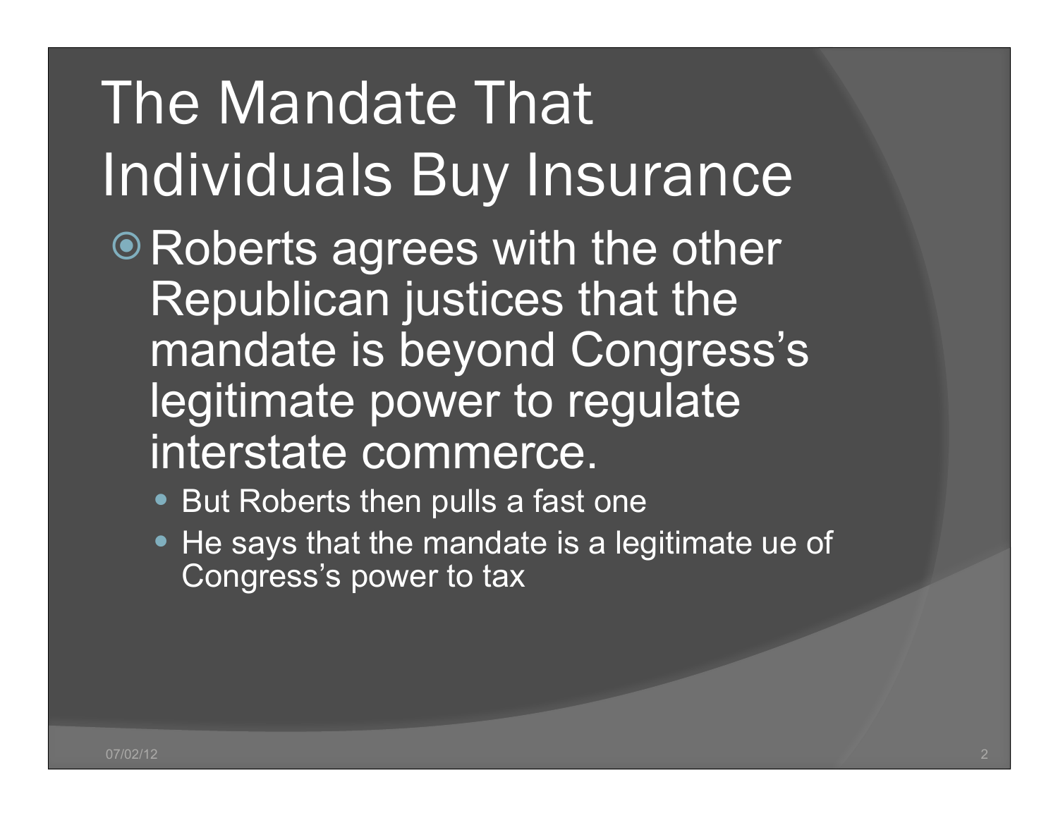# The Mandate That Individuals Buy Insurance

- Roberts agrees with the other Republican justices that the mandate is beyond Congress's legitimate power to regulate interstate commerce.
  - But Roberts then pulls a fast one
  - He says that the mandate is a legitimate ue of Congress's power to tax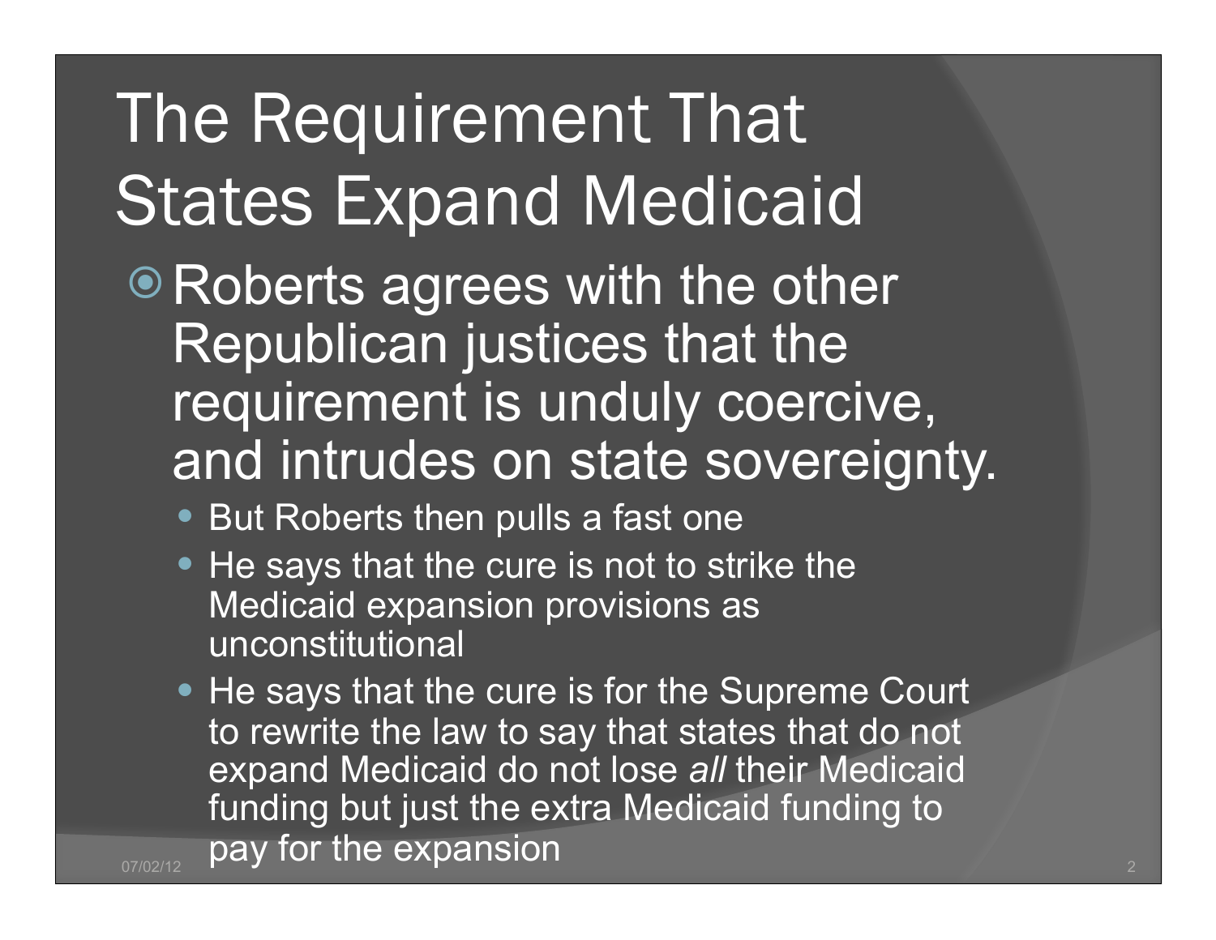# The Requirement That States Expand Medicaid

- Roberts agrees with the other Republican justices that the requirement is unduly coercive, and intrudes on state sovereignty.
  - But Roberts then pulls a fast one
  - He says that the cure is not to strike the Medicaid expansion provisions as unconstitutional
  - He says that the cure is for the Supreme Court to rewrite the law to say that states that do not expand Medicaid do not lose *all* their Medicaid funding but just the extra Medicaid funding to pay for the expansion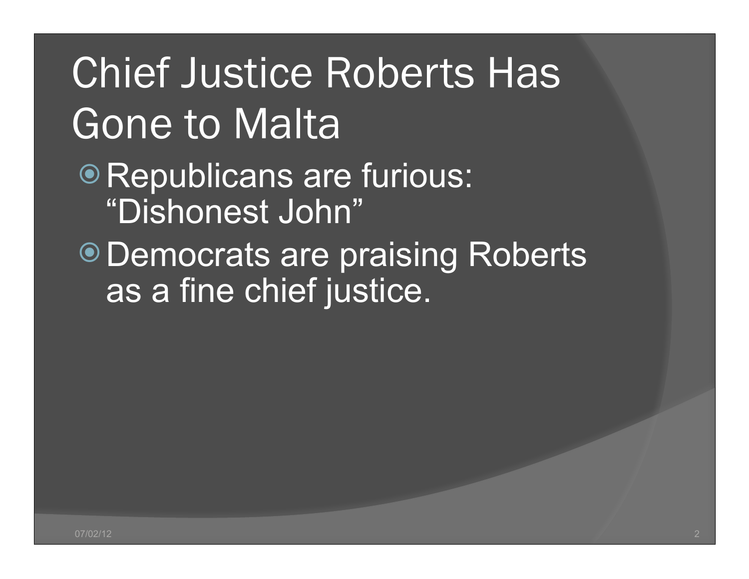# Chief Justice Roberts Has Gone to Malta

- Republicans are furious: "Dishonest John"
- Democrats are praising Roberts as a fine chief justice.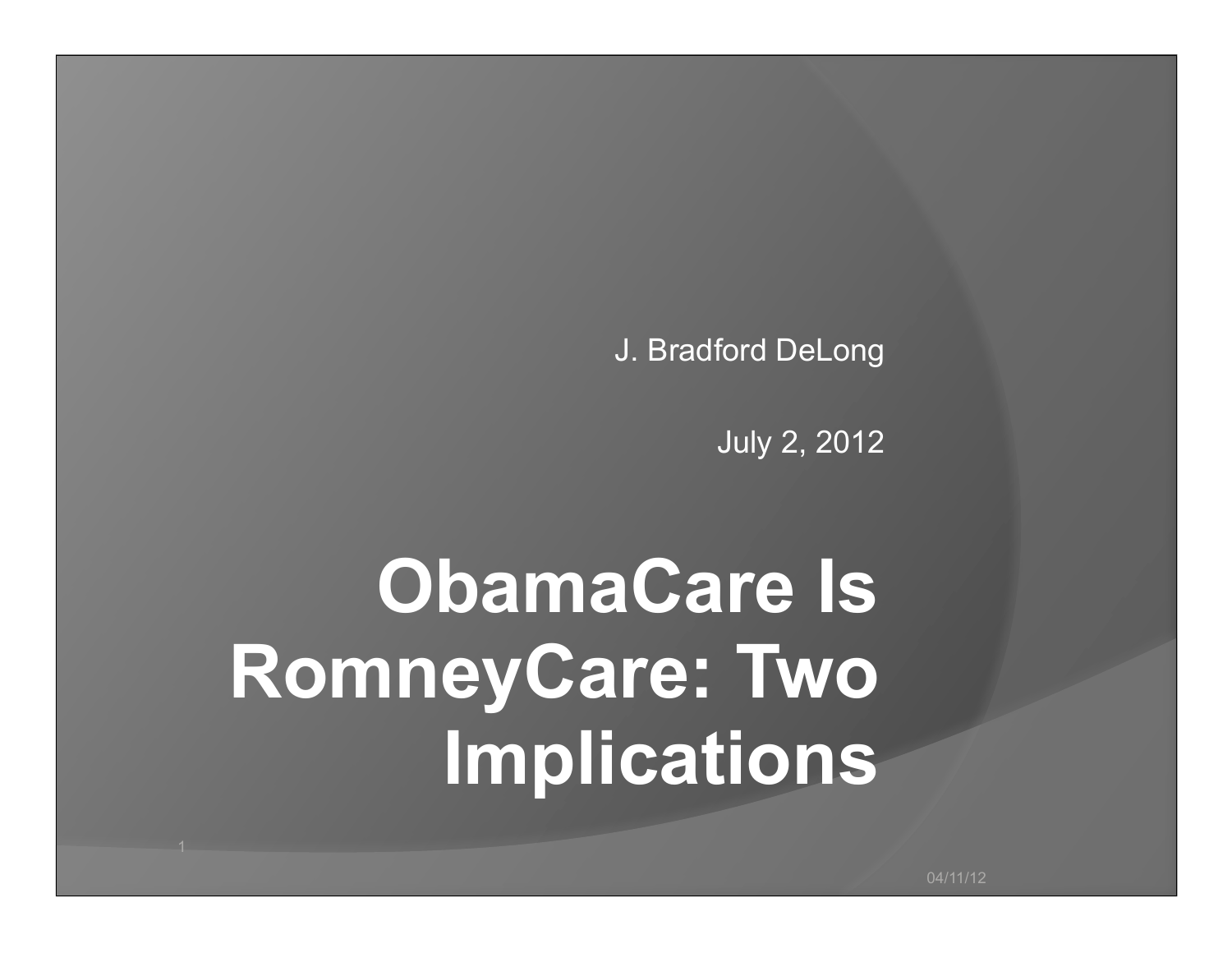J. Bradford DeLong

July 2, 2012

# ObamaCare Is RomneyCare: Two Implications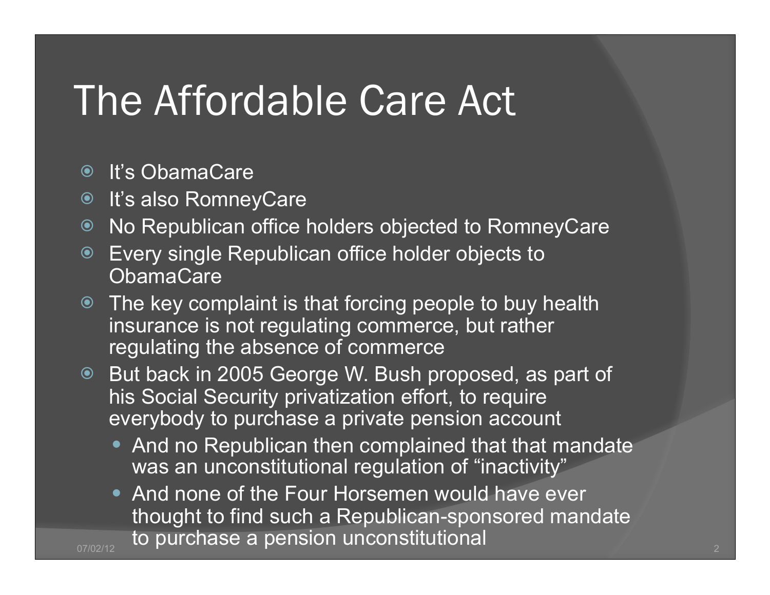# The Affordable Care Act

- It's ObamaCare
- It's also RomneyCare
- No Republican office holders objected to RomneyCare
- Every single Republican office holder objects to ObamaCare
- The key complaint is that forcing people to buy health insurance is not regulating commerce, but rather regulating the absence of commerce
- But back in 2005 George W. Bush proposed, as part of his Social Security privatization effort, to require everybody to purchase a private pension account
  - And no Republican then complained that that mandate was an unconstitutional regulation of "inactivity"
  - And none of the Four Horsemen would have ever thought to find such a Republican-sponsored mandate to purchase a pension unconstitutional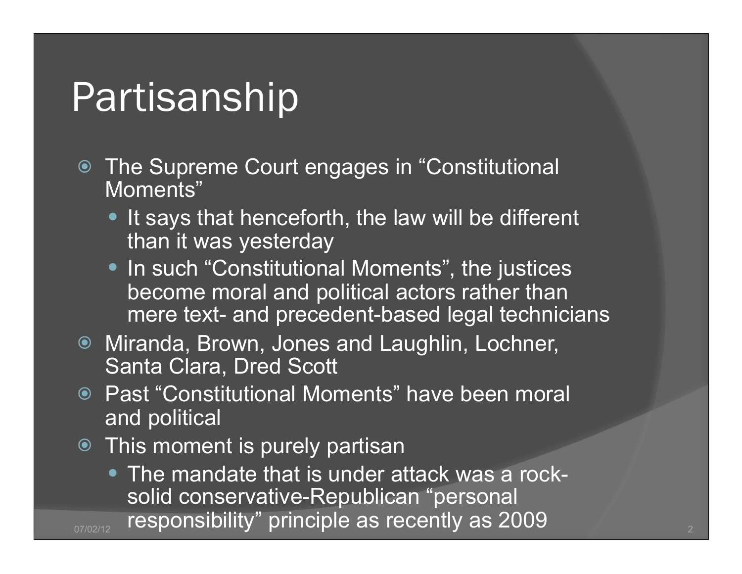# Partisanship

- The Supreme Court engages in "Constitutional Moments"
  - It says that henceforth, the law will be different than it was yesterday
  - In such "Constitutional Moments", the justices become moral and political actors rather than mere text- and precedent-based legal technicians
- Miranda, Brown, Jones and Laughlin, Lochner, Santa Clara, Dred Scott
- Past "Constitutional Moments" have been moral and political
- This moment is purely partisan
  - The mandate that is under attack was a rock-solid conservative-Republican "personal responsibility" principle as recently as 2009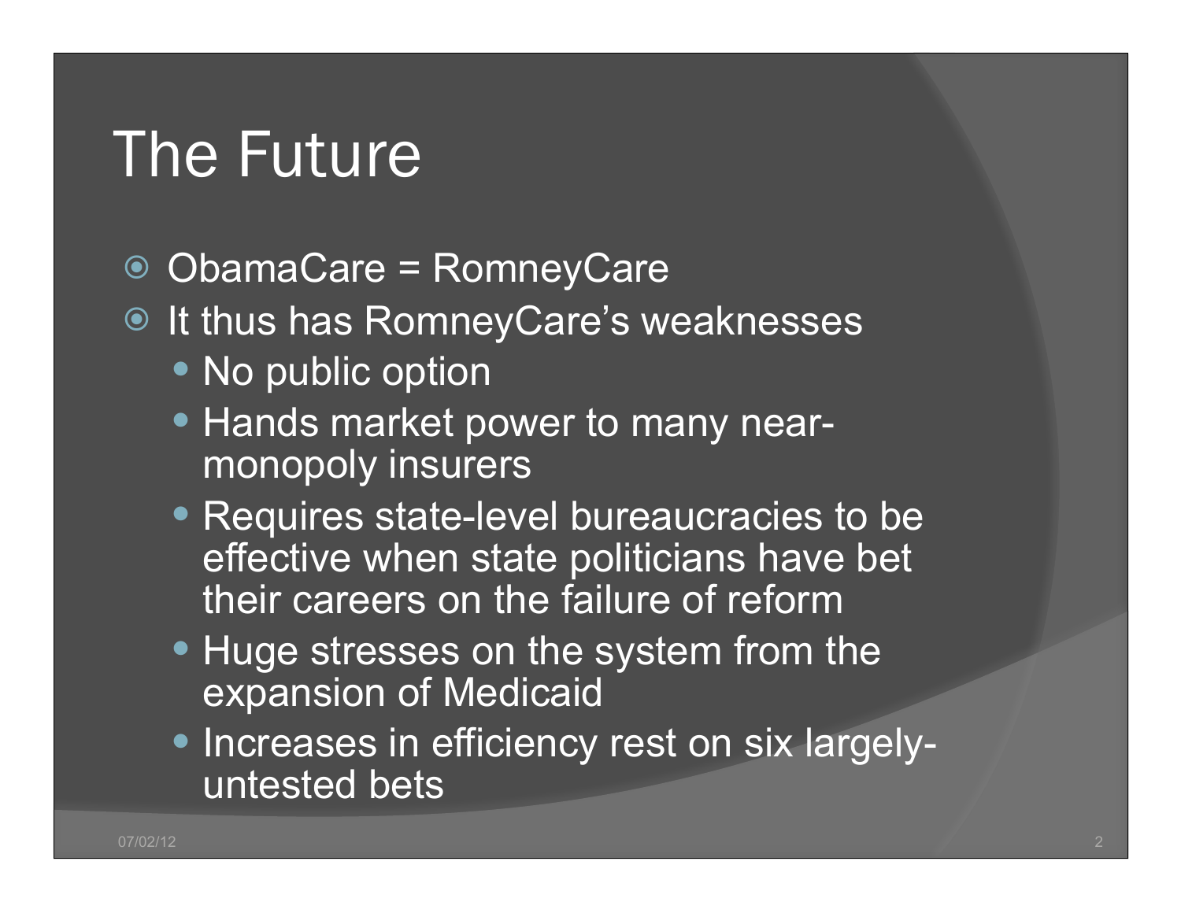# The Future

- ObamaCare = RomneyCare
- It thus has RomneyCare's weaknesses
  - No public option
  - Hands market power to many near-monopoly insurers
  - Requires state-level bureaucracies to be effective when state politicians have bet their careers on the failure of reform
  - Huge stresses on the system from the expansion of Medicaid
  - Increases in efficiency rest on six largely-untested bets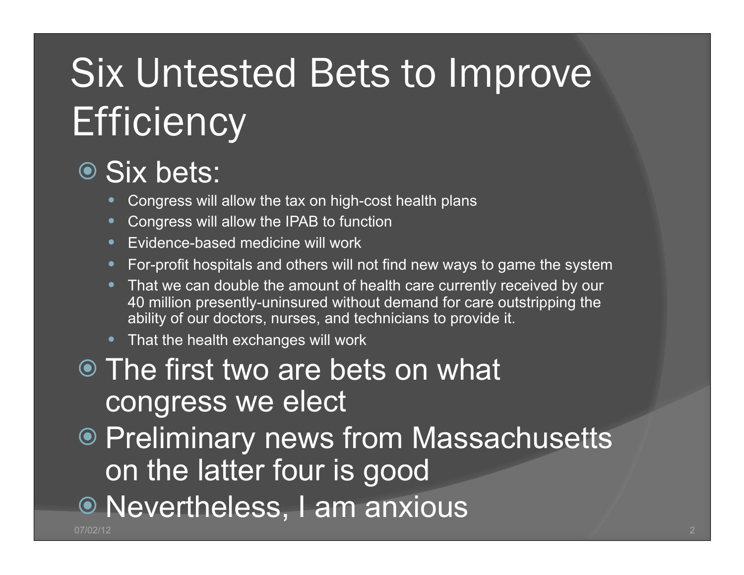# Six Untested Bets to Improve Efficiency

- Six bets:
  - Congress will allow the tax on high-cost health plans
  - Congress will allow the IPAB to function
  - Evidence-based medicine will work
  - For-profit hospitals and others will not find new ways to game the system
  - That we can double the amount of health care currently received by our 40 million presently-uninsured without demand for care outstripping the ability of our doctors, nurses, and technicians to provide it.
  - That the health exchanges will work
- The first two are bets on what congress we elect
- Preliminary news from Massachusetts on the latter four is good
- Nevertheless, I am anxious